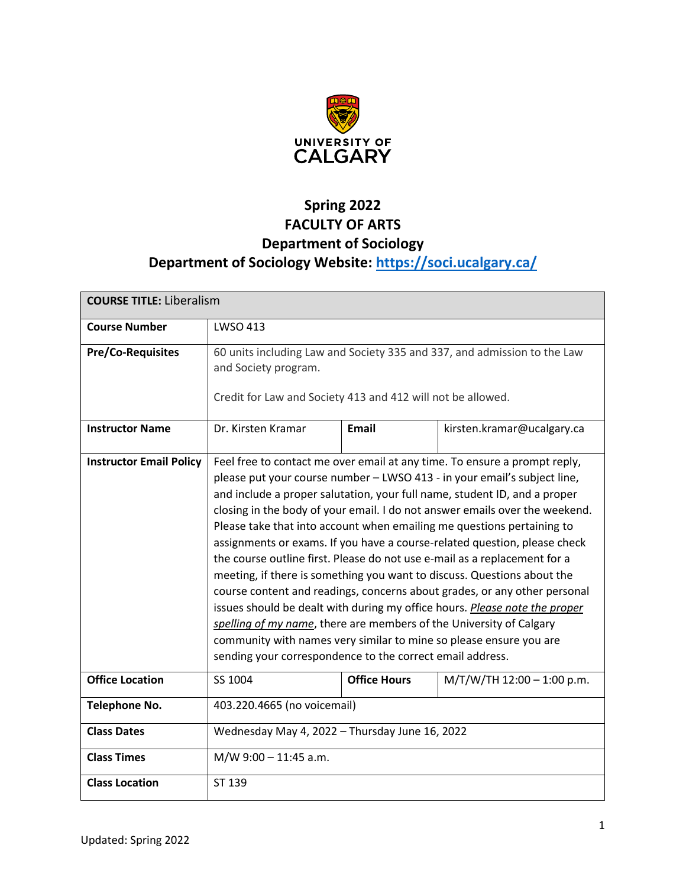# Spring 2022
# FACULTY OF ARTS
# Department of Sociology
# Department of Sociology Website: [https://soci.ucalgary.ca/](https://soci.ucalgary.ca/)

| **COURSE TITLE:** Liberalism | | | |
|---|---|---|---|
| **Course Number** | LWSO 413 | | |
| **Pre/Co-Requisites** | 60 units including Law and Society 335 and 337, and admission to the Law and Society program.<br><br>Credit for Law and Society 413 and 412 will not be allowed. | | |
| **Instructor Name** | Dr. Kirsten Kramar | **Email** | kirsten.kramar@ucalgary.ca |
| **Instructor Email Policy** | Feel free to contact me over email at any time. To ensure a prompt reply, please put your course number – LWSO 413 - in your email's subject line, and include a proper salutation, your full name, student ID, and a proper closing in the body of your email. I do not answer emails over the weekend. Please take that into account when emailing me questions pertaining to assignments or exams. If you have a course-related question, please check the course outline first. Please do not use e-mail as a replacement for a meeting, if there is something you want to discuss. Questions about the course content and readings, concerns about grades, or any other personal issues should be dealt with during my office hours. ***Please note the proper spelling of my name***, there are members of the University of Calgary community with names very similar to mine so please ensure you are sending your correspondence to the correct email address. | | |
| **Office Location** | SS 1004 | **Office Hours** | M/T/W/TH 12:00 – 1:00 p.m. |
| **Telephone No.** | 403.220.4665 (no voicemail) | | |
| **Class Dates** | Wednesday May 4, 2022 – Thursday June 16, 2022 | | |
| **Class Times** | M/W 9:00 – 11:45 a.m. | | |
| **Class Location** | ST 139 | | |

Updated: Spring 2022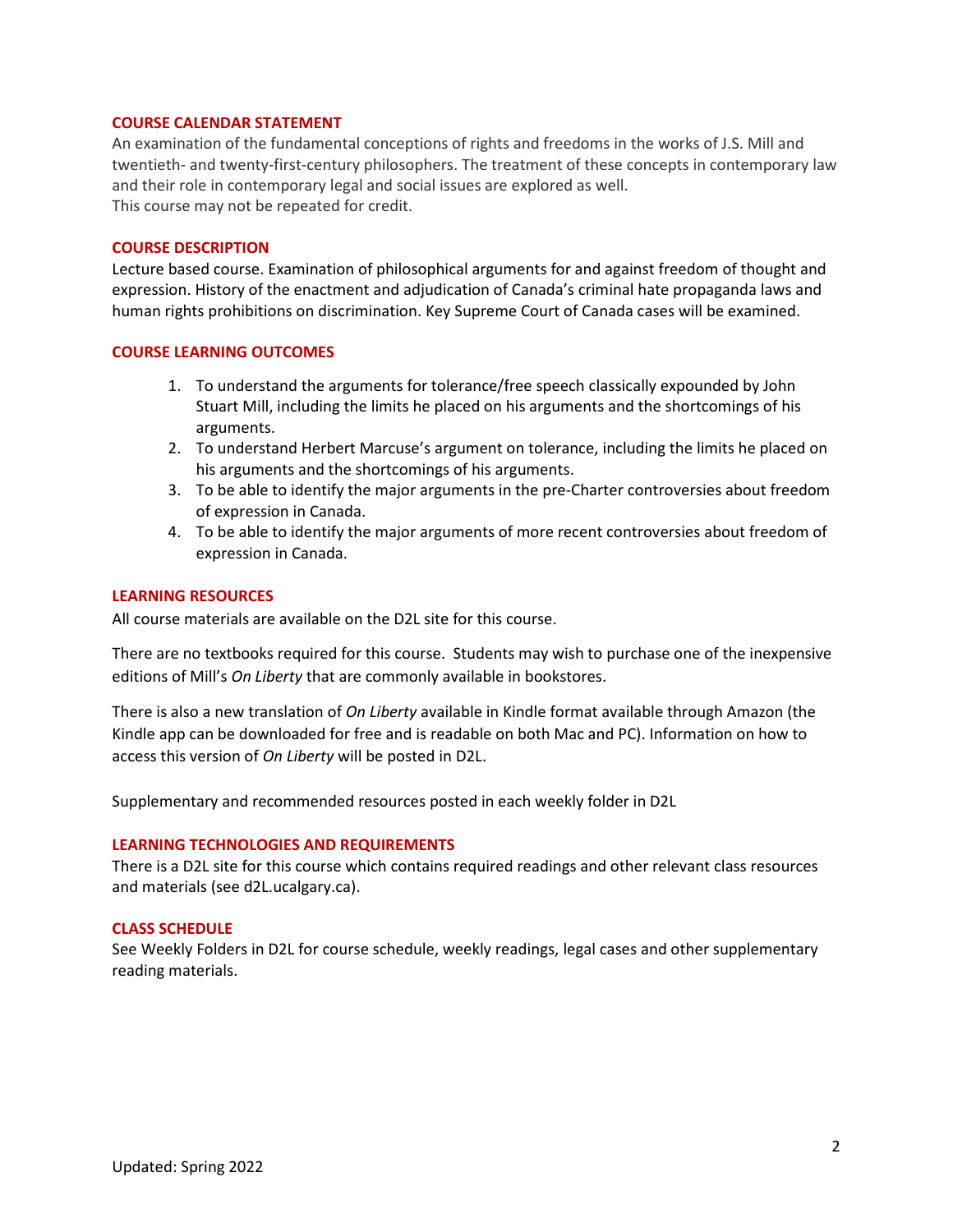## COURSE CALENDAR STATEMENT

An examination of the fundamental conceptions of rights and freedoms in the works of J.S. Mill and twentieth- and twenty-first-century philosophers. The treatment of these concepts in contemporary law and their role in contemporary legal and social issues are explored as well.
This course may not be repeated for credit.

## COURSE DESCRIPTION

Lecture based course. Examination of philosophical arguments for and against freedom of thought and expression. History of the enactment and adjudication of Canada's criminal hate propaganda laws and human rights prohibitions on discrimination. Key Supreme Court of Canada cases will be examined.

## COURSE LEARNING OUTCOMES

1. To understand the arguments for tolerance/free speech classically expounded by John Stuart Mill, including the limits he placed on his arguments and the shortcomings of his arguments.
2. To understand Herbert Marcuse's argument on tolerance, including the limits he placed on his arguments and the shortcomings of his arguments.
3. To be able to identify the major arguments in the pre-Charter controversies about freedom of expression in Canada.
4. To be able to identify the major arguments of more recent controversies about freedom of expression in Canada.

## LEARNING RESOURCES

All course materials are available on the D2L site for this course.

There are no textbooks required for this course. Students may wish to purchase one of the inexpensive editions of Mill's *On Liberty* that are commonly available in bookstores.

There is also a new translation of *On Liberty* available in Kindle format available through Amazon (the Kindle app can be downloaded for free and is readable on both Mac and PC). Information on how to access this version of *On Liberty* will be posted in D2L.

Supplementary and recommended resources posted in each weekly folder in D2L

## LEARNING TECHNOLOGIES AND REQUIREMENTS

There is a D2L site for this course which contains required readings and other relevant class resources and materials (see d2L.ucalgary.ca).

## CLASS SCHEDULE

See Weekly Folders in D2L for course schedule, weekly readings, legal cases and other supplementary reading materials.

Updated: Spring 2022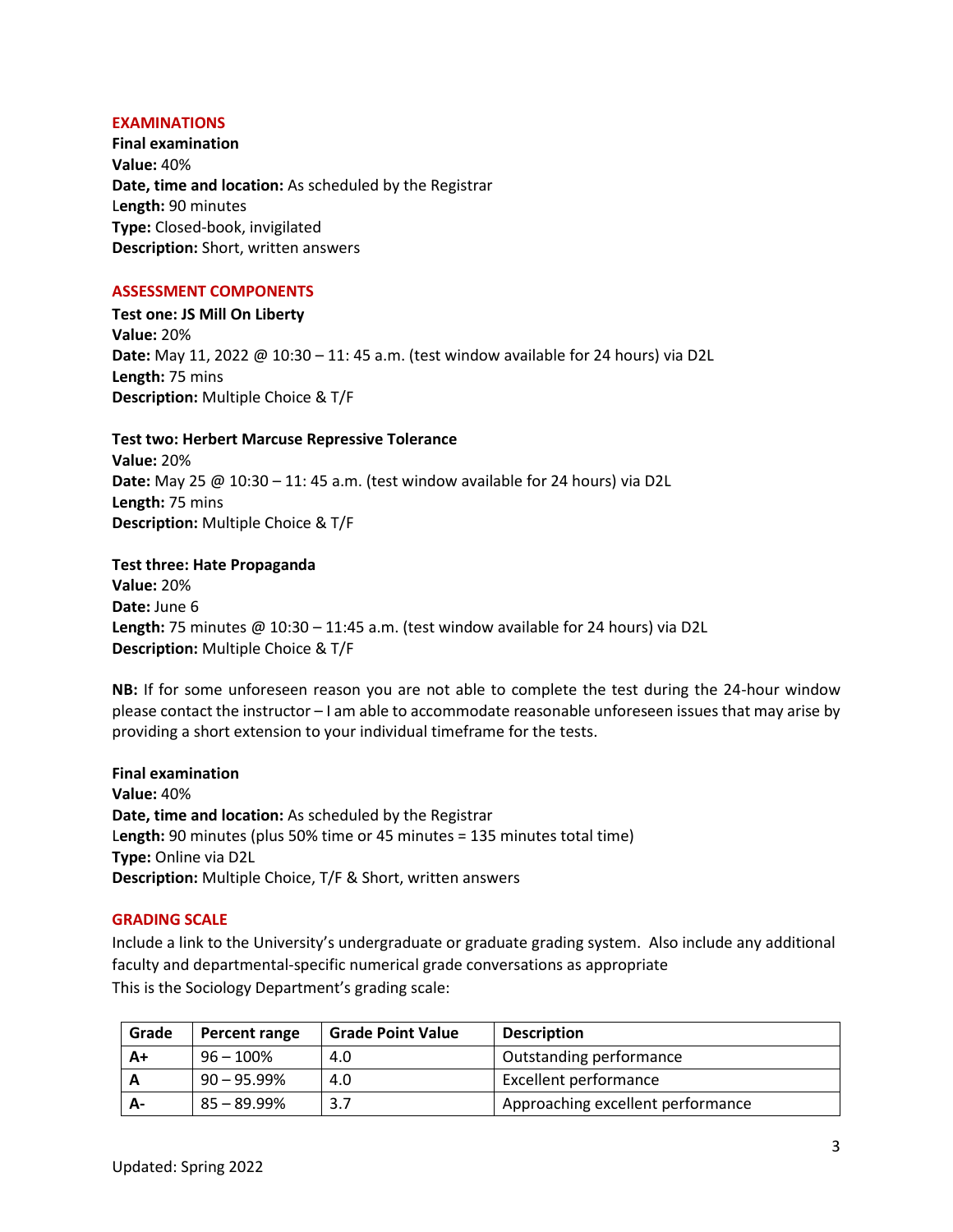## EXAMINATIONS

**Final examination**
**Value:** 40%
**Date, time and location:** As scheduled by the Registrar
**Length:** 90 minutes
**Type:** Closed-book, invigilated
**Description:** Short, written answers

## ASSESSMENT COMPONENTS

**Test one: JS Mill On Liberty**
**Value:** 20%
**Date:** May 11, 2022 @ 10:30 – 11: 45 a.m. (test window available for 24 hours) via D2L
**Length:** 75 mins
**Description:** Multiple Choice & T/F

**Test two: Herbert Marcuse Repressive Tolerance**
**Value:** 20%
**Date:** May 25 @ 10:30 – 11: 45 a.m. (test window available for 24 hours) via D2L
**Length:** 75 mins
**Description:** Multiple Choice & T/F

**Test three: Hate Propaganda**
**Value:** 20%
**Date:** June 6
**Length:** 75 minutes @ 10:30 – 11:45 a.m. (test window available for 24 hours) via D2L
**Description:** Multiple Choice & T/F

**NB:** If for some unforeseen reason you are not able to complete the test during the 24-hour window please contact the instructor – I am able to accommodate reasonable unforeseen issues that may arise by providing a short extension to your individual timeframe for the tests.

**Final examination**
**Value:** 40%
**Date, time and location:** As scheduled by the Registrar
**Length:** 90 minutes (plus 50% time or 45 minutes = 135 minutes total time)
**Type:** Online via D2L
**Description:** Multiple Choice, T/F & Short, written answers

## GRADING SCALE

Include a link to the University's undergraduate or graduate grading system. Also include any additional faculty and departmental-specific numerical grade conversations as appropriate
This is the Sociology Department's grading scale:

| Grade | Percent range | Grade Point Value | Description |
|---|---|---|---|
| **A+** | 96 – 100% | 4.0 | Outstanding performance |
| **A** | 90 – 95.99% | 4.0 | Excellent performance |
| **A-** | 85 – 89.99% | 3.7 | Approaching excellent performance |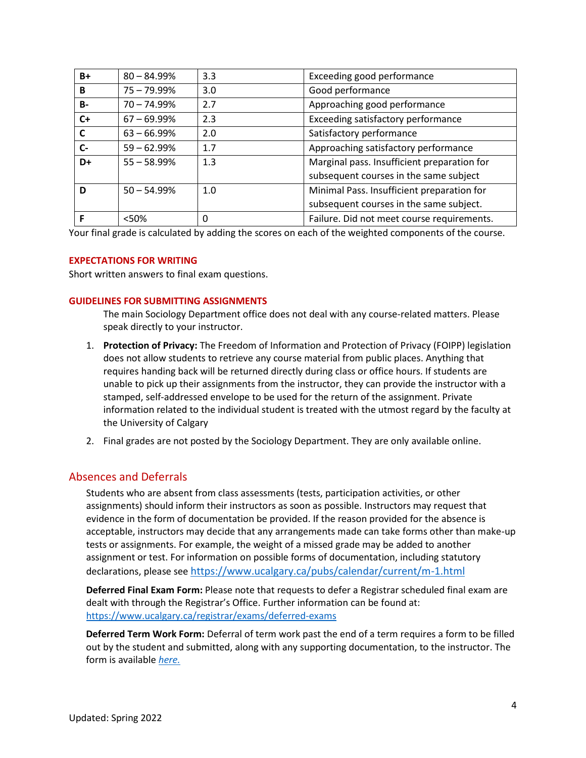| | | | |
|---|---|---|---|
| **B+** | 80 – 84.99% | 3.3 | Exceeding good performance |
| **B** | 75 – 79.99% | 3.0 | Good performance |
| **B-** | 70 – 74.99% | 2.7 | Approaching good performance |
| **C+** | 67 – 69.99% | 2.3 | Exceeding satisfactory performance |
| **C** | 63 – 66.99% | 2.0 | Satisfactory performance |
| **C-** | 59 – 62.99% | 1.7 | Approaching satisfactory performance |
| **D+** | 55 – 58.99% | 1.3 | Marginal pass. Insufficient preparation for subsequent courses in the same subject |
| **D** | 50 – 54.99% | 1.0 | Minimal Pass. Insufficient preparation for subsequent courses in the same subject. |
| **F** | <50% | 0 | Failure. Did not meet course requirements. |

Your final grade is calculated by adding the scores on each of the weighted components of the course.

### EXPECTATIONS FOR WRITING

Short written answers to final exam questions.

### GUIDELINES FOR SUBMITTING ASSIGNMENTS

The main Sociology Department office does not deal with any course-related matters. Please speak directly to your instructor.

1. **Protection of Privacy:** The Freedom of Information and Protection of Privacy (FOIPP) legislation does not allow students to retrieve any course material from public places. Anything that requires handing back will be returned directly during class or office hours. If students are unable to pick up their assignments from the instructor, they can provide the instructor with a stamped, self-addressed envelope to be used for the return of the assignment. Private information related to the individual student is treated with the utmost regard by the faculty at the University of Calgary
2. Final grades are not posted by the Sociology Department. They are only available online.

## Absences and Deferrals

Students who are absent from class assessments (tests, participation activities, or other assignments) should inform their instructors as soon as possible. Instructors may request that evidence in the form of documentation be provided. If the reason provided for the absence is acceptable, instructors may decide that any arrangements made can take forms other than make-up tests or assignments. For example, the weight of a missed grade may be added to another assignment or test. For information on possible forms of documentation, including statutory declarations, please see https://www.ucalgary.ca/pubs/calendar/current/m-1.html

**Deferred Final Exam Form:** Please note that requests to defer a Registrar scheduled final exam are dealt with through the Registrar's Office. Further information can be found at: https://www.ucalgary.ca/registrar/exams/deferred-exams

**Deferred Term Work Form:** Deferral of term work past the end of a term requires a form to be filled out by the student and submitted, along with any supporting documentation, to the instructor. The form is available *here.*

Updated: Spring 2022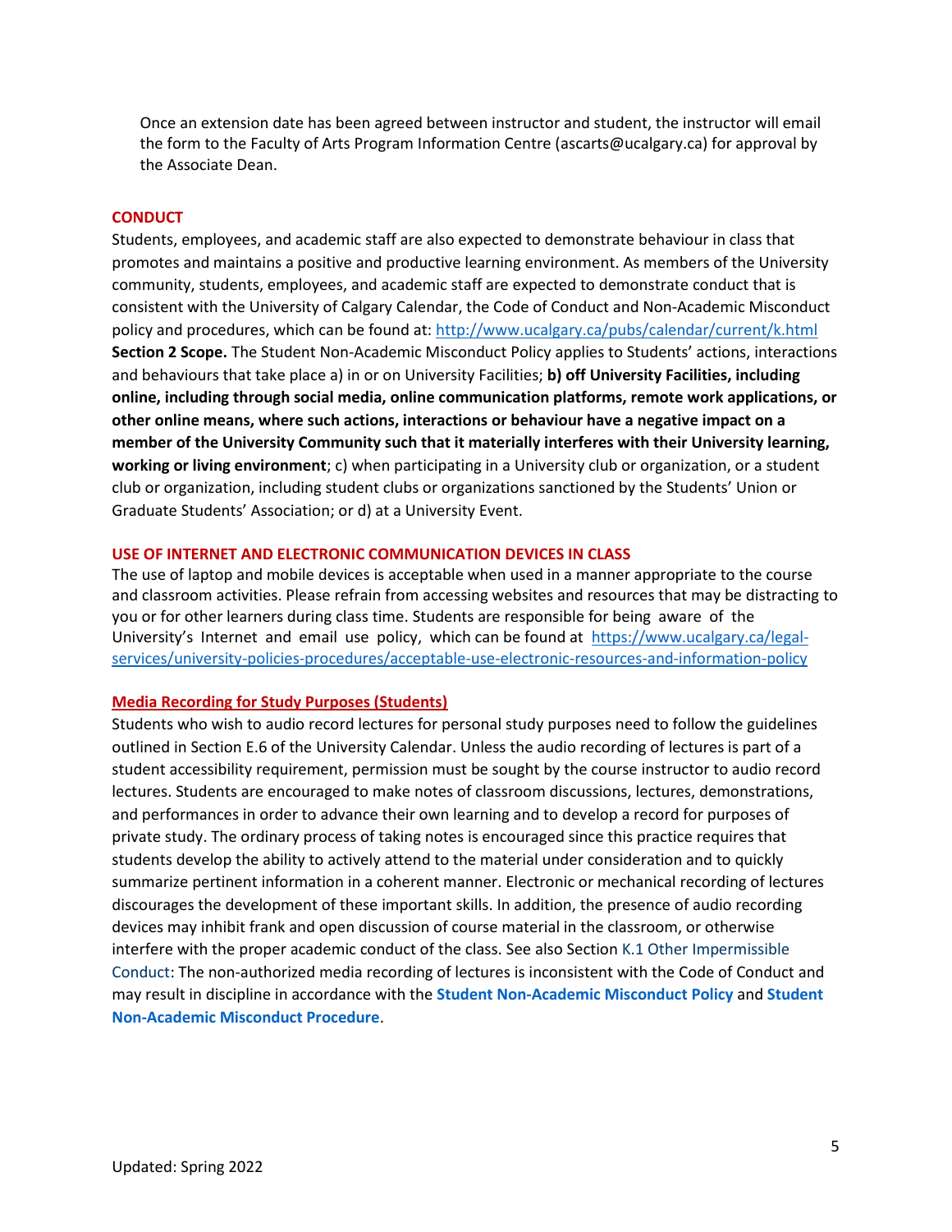Once an extension date has been agreed between instructor and student, the instructor will email the form to the Faculty of Arts Program Information Centre (ascarts@ucalgary.ca) for approval by the Associate Dean.

## CONDUCT

Students, employees, and academic staff are also expected to demonstrate behaviour in class that promotes and maintains a positive and productive learning environment. As members of the University community, students, employees, and academic staff are expected to demonstrate conduct that is consistent with the University of Calgary Calendar, the Code of Conduct and Non-Academic Misconduct policy and procedures, which can be found at: http://www.ucalgary.ca/pubs/calendar/current/k.html

**Section 2 Scope.** The Student Non-Academic Misconduct Policy applies to Students' actions, interactions and behaviours that take place a) in or on University Facilities; **b) off University Facilities, including online, including through social media, online communication platforms, remote work applications, or other online means, where such actions, interactions or behaviour have a negative impact on a member of the University Community such that it materially interferes with their University learning, working or living environment**; c) when participating in a University club or organization, or a student club or organization, including student clubs or organizations sanctioned by the Students' Union or Graduate Students' Association; or d) at a University Event.

## USE OF INTERNET AND ELECTRONIC COMMUNICATION DEVICES IN CLASS

The use of laptop and mobile devices is acceptable when used in a manner appropriate to the course and classroom activities. Please refrain from accessing websites and resources that may be distracting to you or for other learners during class time. Students are responsible for being aware of the University's Internet and email use policy, which can be found at https://www.ucalgary.ca/legal-services/university-policies-procedures/acceptable-use-electronic-resources-and-information-policy

## Media Recording for Study Purposes (Students)

Students who wish to audio record lectures for personal study purposes need to follow the guidelines outlined in Section E.6 of the University Calendar. Unless the audio recording of lectures is part of a student accessibility requirement, permission must be sought by the course instructor to audio record lectures. Students are encouraged to make notes of classroom discussions, lectures, demonstrations, and performances in order to advance their own learning and to develop a record for purposes of private study. The ordinary process of taking notes is encouraged since this practice requires that students develop the ability to actively attend to the material under consideration and to quickly summarize pertinent information in a coherent manner. Electronic or mechanical recording of lectures discourages the development of these important skills. In addition, the presence of audio recording devices may inhibit frank and open discussion of course material in the classroom, or otherwise interfere with the proper academic conduct of the class. See also Section K.1 Other Impermissible Conduct: The non-authorized media recording of lectures is inconsistent with the Code of Conduct and may result in discipline in accordance with the **Student Non-Academic Misconduct Policy** and **Student Non-Academic Misconduct Procedure**.

Updated: Spring 2022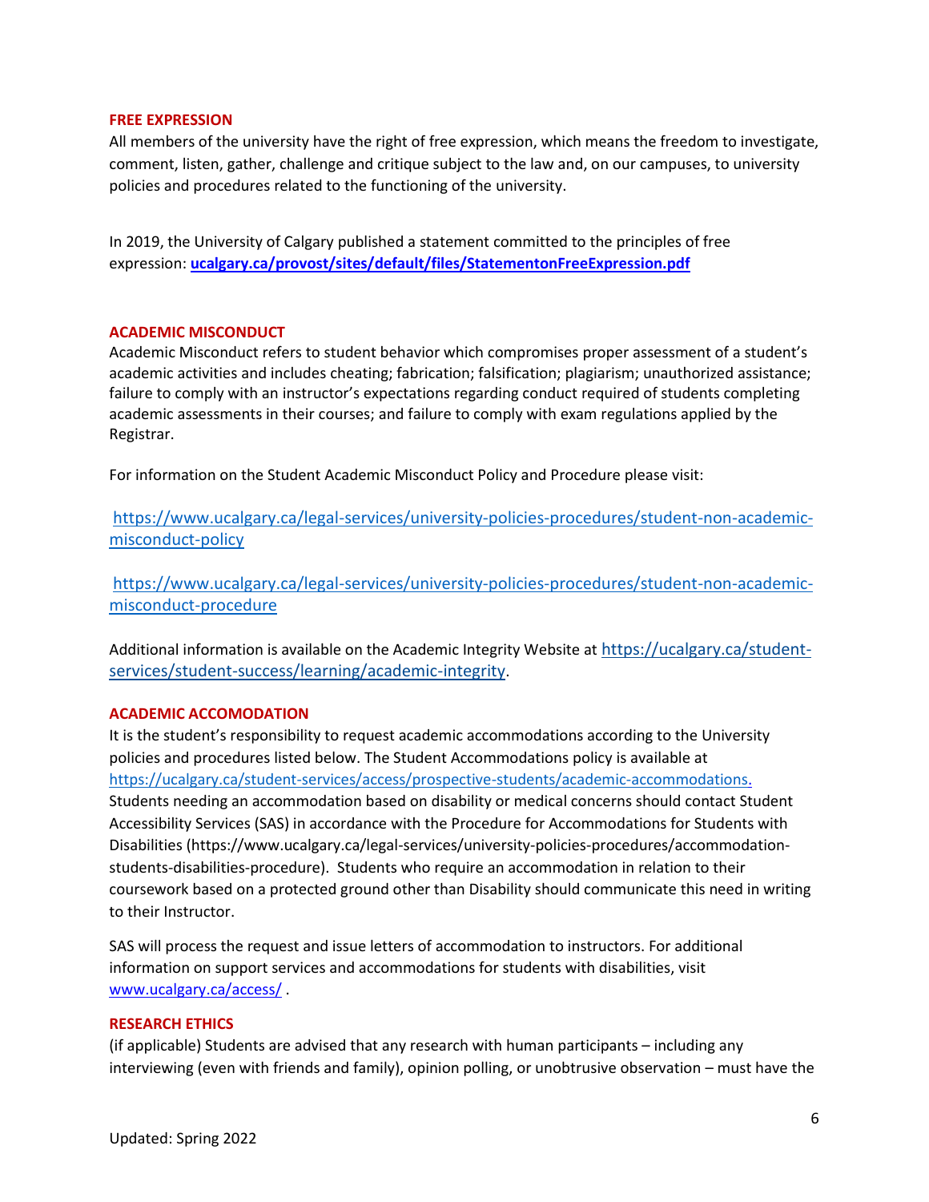## FREE EXPRESSION

All members of the university have the right of free expression, which means the freedom to investigate, comment, listen, gather, challenge and critique subject to the law and, on our campuses, to university policies and procedures related to the functioning of the university.

In 2019, the University of Calgary published a statement committed to the principles of free expression: **ucalgary.ca/provost/sites/default/files/StatementonFreeExpression.pdf**

## ACADEMIC MISCONDUCT

Academic Misconduct refers to student behavior which compromises proper assessment of a student's academic activities and includes cheating; fabrication; falsification; plagiarism; unauthorized assistance; failure to comply with an instructor's expectations regarding conduct required of students completing academic assessments in their courses; and failure to comply with exam regulations applied by the Registrar.

For information on the Student Academic Misconduct Policy and Procedure please visit:

https://www.ucalgary.ca/legal-services/university-policies-procedures/student-non-academic-misconduct-policy

https://www.ucalgary.ca/legal-services/university-policies-procedures/student-non-academic-misconduct-procedure

Additional information is available on the Academic Integrity Website at https://ucalgary.ca/student-services/student-success/learning/academic-integrity.

## ACADEMIC ACCOMODATION

It is the student's responsibility to request academic accommodations according to the University policies and procedures listed below. The Student Accommodations policy is available at https://ucalgary.ca/student-services/access/prospective-students/academic-accommodations. Students needing an accommodation based on disability or medical concerns should contact Student Accessibility Services (SAS) in accordance with the Procedure for Accommodations for Students with Disabilities (https://www.ucalgary.ca/legal-services/university-policies-procedures/accommodation-students-disabilities-procedure). Students who require an accommodation in relation to their coursework based on a protected ground other than Disability should communicate this need in writing to their Instructor.

SAS will process the request and issue letters of accommodation to instructors. For additional information on support services and accommodations for students with disabilities, visit www.ucalgary.ca/access/ .

## RESEARCH ETHICS

(if applicable) Students are advised that any research with human participants – including any interviewing (even with friends and family), opinion polling, or unobtrusive observation – must have the

Updated: Spring 2022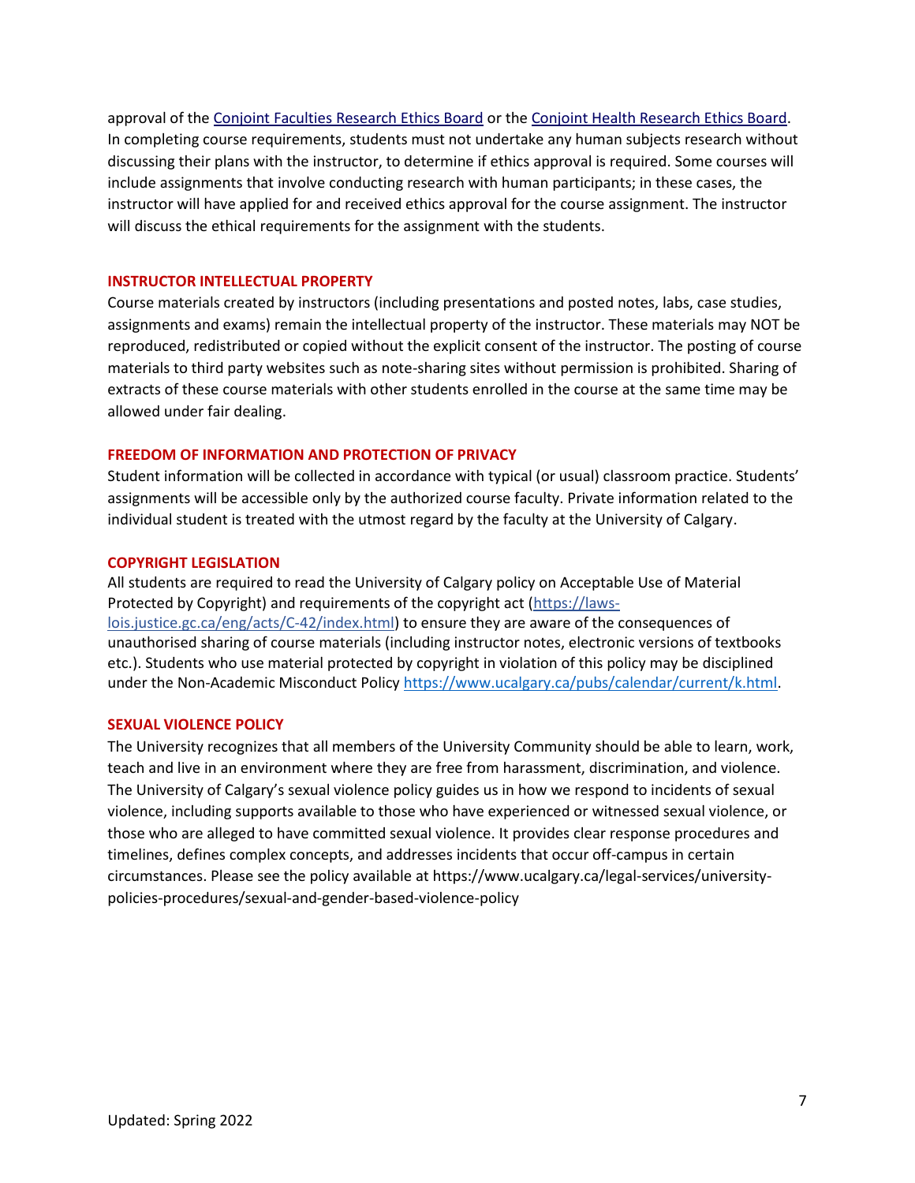approval of the [Conjoint Faculties Research Ethics Board] or the [Conjoint Health Research Ethics Board]. In completing course requirements, students must not undertake any human subjects research without discussing their plans with the instructor, to determine if ethics approval is required. Some courses will include assignments that involve conducting research with human participants; in these cases, the instructor will have applied for and received ethics approval for the course assignment. The instructor will discuss the ethical requirements for the assignment with the students.

### INSTRUCTOR INTELLECTUAL PROPERTY

Course materials created by instructors (including presentations and posted notes, labs, case studies, assignments and exams) remain the intellectual property of the instructor. These materials may NOT be reproduced, redistributed or copied without the explicit consent of the instructor. The posting of course materials to third party websites such as note-sharing sites without permission is prohibited. Sharing of extracts of these course materials with other students enrolled in the course at the same time may be allowed under fair dealing.

### FREEDOM OF INFORMATION AND PROTECTION OF PRIVACY

Student information will be collected in accordance with typical (or usual) classroom practice. Students' assignments will be accessible only by the authorized course faculty. Private information related to the individual student is treated with the utmost regard by the faculty at the University of Calgary.

### COPYRIGHT LEGISLATION

All students are required to read the University of Calgary policy on Acceptable Use of Material Protected by Copyright) and requirements of the copyright act (https://laws-lois.justice.gc.ca/eng/acts/C-42/index.html) to ensure they are aware of the consequences of unauthorised sharing of course materials (including instructor notes, electronic versions of textbooks etc.). Students who use material protected by copyright in violation of this policy may be disciplined under the Non-Academic Misconduct Policy https://www.ucalgary.ca/pubs/calendar/current/k.html.

### SEXUAL VIOLENCE POLICY

The University recognizes that all members of the University Community should be able to learn, work, teach and live in an environment where they are free from harassment, discrimination, and violence. The University of Calgary's sexual violence policy guides us in how we respond to incidents of sexual violence, including supports available to those who have experienced or witnessed sexual violence, or those who are alleged to have committed sexual violence. It provides clear response procedures and timelines, defines complex concepts, and addresses incidents that occur off-campus in certain circumstances. Please see the policy available at https://www.ucalgary.ca/legal-services/university-policies-procedures/sexual-and-gender-based-violence-policy

Updated: Spring 2022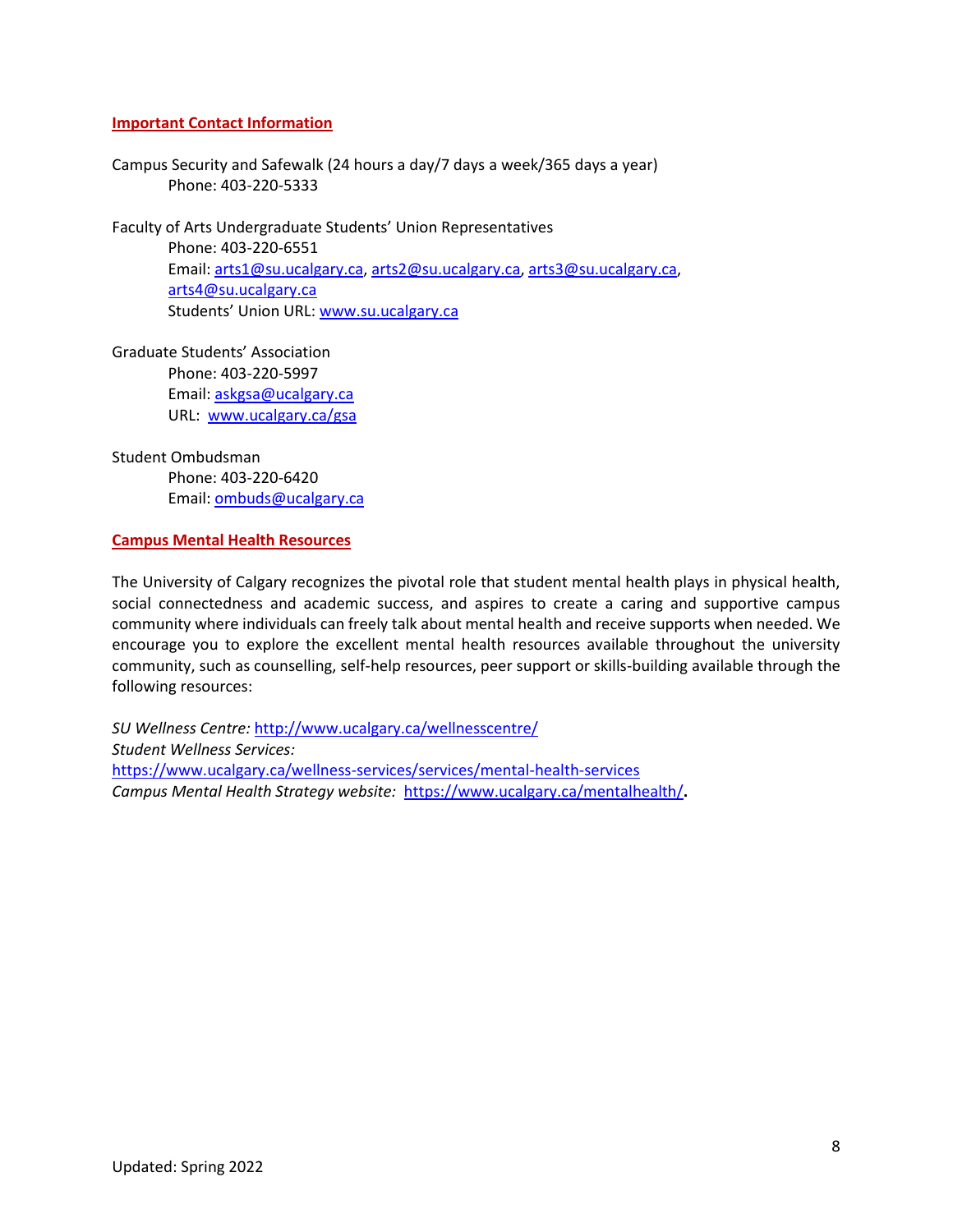## Important Contact Information

Campus Security and Safewalk (24 hours a day/7 days a week/365 days a year)
Phone: 403-220-5333

Faculty of Arts Undergraduate Students' Union Representatives
Phone: 403-220-6551
Email: arts1@su.ucalgary.ca, arts2@su.ucalgary.ca, arts3@su.ucalgary.ca, arts4@su.ucalgary.ca
Students' Union URL: www.su.ucalgary.ca

Graduate Students' Association
Phone: 403-220-5997
Email: askgsa@ucalgary.ca
URL: www.ucalgary.ca/gsa

Student Ombudsman
Phone: 403-220-6420
Email: ombuds@ucalgary.ca

## Campus Mental Health Resources

The University of Calgary recognizes the pivotal role that student mental health plays in physical health, social connectedness and academic success, and aspires to create a caring and supportive campus community where individuals can freely talk about mental health and receive supports when needed. We encourage you to explore the excellent mental health resources available throughout the university community, such as counselling, self-help resources, peer support or skills-building available through the following resources:

*SU Wellness Centre:* http://www.ucalgary.ca/wellnesscentre/
*Student Wellness Services:* https://www.ucalgary.ca/wellness-services/services/mental-health-services
*Campus Mental Health Strategy website:* https://www.ucalgary.ca/mentalhealth/.

Updated: Spring 2022